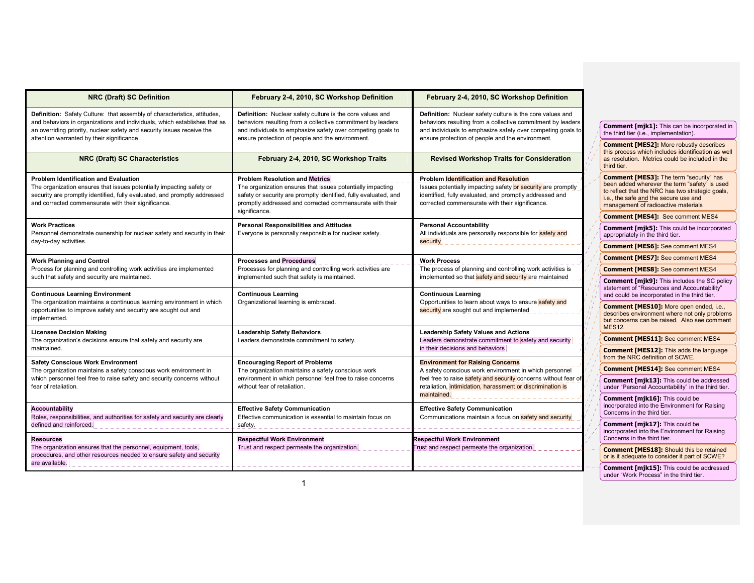| NRC (Draft) SC Definition | February 2-4, 2010, SC Workshop Definition | February 2-4, 2010, SC Workshop Definition |
|---|---|---|
| **Definition:** Safety Culture: that assembly of characteristics, attitudes, and behaviors in organizations and individuals, which establishes that as an overriding priority, nuclear safety and security issues receive the attention warranted by their significance | **Definition:** Nuclear safety culture is the core values and behaviors resulting from a collective commitment by leaders and individuals to emphasize safety over competing goals to ensure protection of people and the environment. | **Definition:** Nuclear safety culture is the core values and behaviors resulting from a collective commitment by leaders and individuals to emphasize safety over competing goals to ensure protection of people and the environment. |
| **NRC (Draft) SC Characteristics** | **February 2-4, 2010, SC Workshop Traits** | **Revised Workshop Traits for Consideration** |
| **Problem Identification and Evaluation**<br>The organization ensures that issues potentially impacting safety or security are promptly identified, fully evaluated, and promptly addressed and corrected commensurate with their significance. | **Problem Resolution and Metrics**<br>The organization ensures that issues potentially impacting safety or security are promptly identified, fully evaluated, and promptly addressed and corrected commensurate with their significance. | **Problem Identification and Resolution**<br>Issues potentially impacting safety or security are promptly identified, fully evaluated, and promptly addressed and corrected commensurate with their significance. |
| **Work Practices**<br>Personnel demonstrate ownership for nuclear safety and security in their day-to-day activities. | **Personal Responsibilities and Attitudes**<br>Everyone is personally responsible for nuclear safety. | **Personal Accountability**<br>All individuals are personally responsible for safety and security |
| **Work Planning and Control**<br>Process for planning and controlling work activities are implemented such that safety and security are maintained. | **Processes and Procedures**<br>Processes for planning and controlling work activities are implemented such that safety is maintained. | **Work Process**<br>The process of planning and controlling work activities is implemented so that safety and security are maintained |
| **Continuous Learning Environment**<br>The organization maintains a continuous learning environment in which opportunities to improve safety and security are sought out and implemented. | **Continuous Learning**<br>Organizational learning is embraced. | **Continuous Learning**<br>Opportunities to learn about ways to ensure safety and security are sought out and implemented |
| **Licensee Decision Making**<br>The organization's decisions ensure that safety and security are maintained. | **Leadership Safety Behaviors**<br>Leaders demonstrate commitment to safety. | **Leadership Safety Values and Actions**<br>Leaders demonstrate commitment to safety and security in their decisions and behaviors |
| **Safety Conscious Work Environment**<br>The organization maintains a safety conscious work environment in which personnel feel free to raise safety and security concerns without fear of retaliation. | **Encouraging Report of Problems**<br>The organization maintains a safety conscious work environment in which personnel feel free to raise concerns without fear of retaliation. | **Environment for Raising Concerns**<br>A safety conscious work environment in which personnel feel free to raise safety and security concerns without fear of retaliation, intimidation, harassment or discrimination is maintained. |
| **Accountability**<br>Roles, responsibilities, and authorities for safety and security are clearly defined and reinforced. | **Effective Safety Communication**<br>Effective communication is essential to maintain focus on safety. | **Effective Safety Communication**<br>Communications maintain a focus on safety and security |
| **Resources**<br>The organization ensures that the personnel, equipment, tools, procedures, and other resources needed to ensure safety and security are available. | **Respectful Work Environment**<br>Trust and respect permeate the organization. | **Respectful Work Environment**<br>Trust and respect permeate the organization. |

**Comment [mjk1]:** This can be incorporated in the third tier (i.e., implementation).

**Comment [MES2]:** More robustly describes this process which includes identification as well as resolution. Metrics could be included in the third tier.

**Comment [MES3]:** The term "security" has been added wherever the term "safety" is used to reflect that the NRC has two strategic goals, i.e., the safe and the secure use and management of radioactive materials

**Comment [MES4]:** See comment MES4

**Comment [mjk5]:** This could be incorporated appropriately in the third tier.

**Comment [MES6]:** See comment MES4

**Comment [MES7]:** See comment MES4

**Comment [MES8]:** See comment MES4

**Comment [mjk9]:** This includes the SC policy statement of "Resources and Accountability" and could be incorporated in the third tier.

**Comment [MES10]:** More open ended, i.e., describes environment where not only problems but concerns can be raised. Also see comment MES12.

**Comment [MES11]:** See comment MES4

**Comment [MES12]:** This adds the language from the NRC definition of SCWE.

**Comment [MES14]:** See comment MES4

**Comment [mjk13]:** This could be addressed under "Personal Accountability" in the third tier.

**Comment [mjk16]:** This could be incorporated into the Environment for Raising Concerns in the third tier.

**Comment [mjk17]:** This could be incorporated into the Environment for Raising Concerns in the third tier.

**Comment [MES18]:** Should this be retained or is it adequate to consider it part of SCWE?

**Comment [mjk15]:** This could be addressed under "Work Process" in the third tier.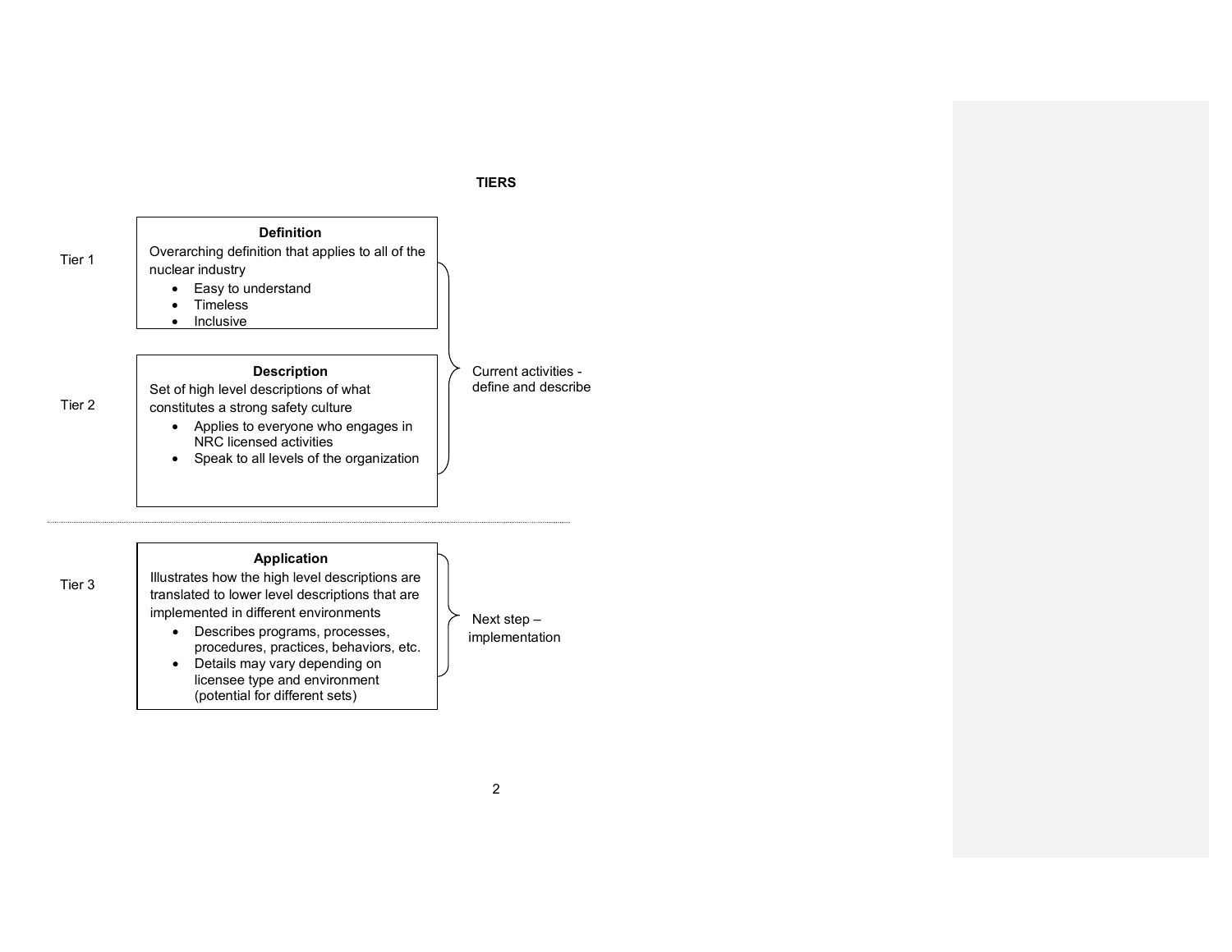**TIERS**

Tier 1

**Definition**

Overarching definition that applies to all of the nuclear industry

- Easy to understand
- Timeless
- Inclusive

Tier 2

**Description**

Set of high level descriptions of what constitutes a strong safety culture

- Applies to everyone who engages in NRC licensed activities
- Speak to all levels of the organization

Current activities - define and describe

---

Tier 3

**Application**

Illustrates how the high level descriptions are translated to lower level descriptions that are implemented in different environments

- Describes programs, processes, procedures, practices, behaviors, etc.
- Details may vary depending on licensee type and environment (potential for different sets)

Next step – implementation